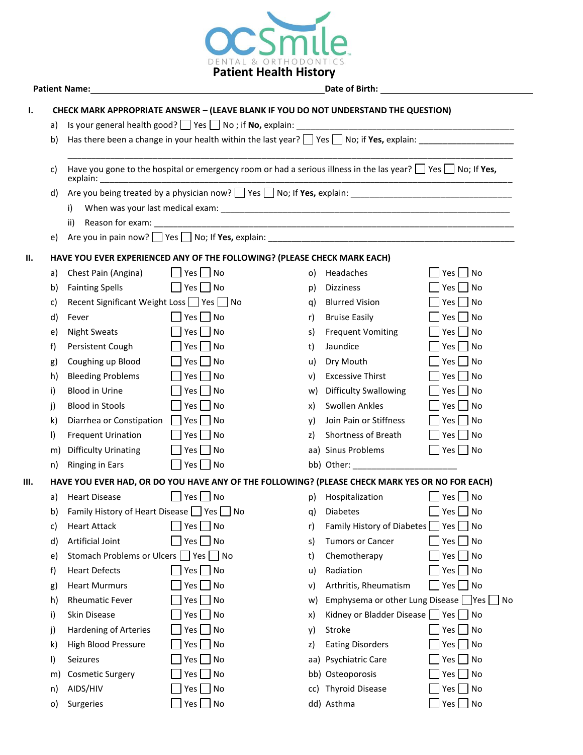# OCSmile

DENTAL & ORTHODONTICS

## Patient Health History

**Patient Name:** ______________________________ **Date of Birth:** ____________________

### I. CHECK MARK APPROPRIATE ANSWER – (LEAVE BLANK IF YOU DO NOT UNDERSTAND THE QUESTION)

a) Is your general health good? ☐ Yes ☐ No ; if **No,** explain: ______________________________

b) Has there been a change in your health within the last year? ☐ Yes ☐ No; if **Yes,** explain: ____________________
______________________________________________________________________

c) Have you gone to the hospital or emergency room or had a serious illness in the las year? ☐ Yes ☐ No; If **Yes,** explain: ______________________________

d) Are you being treated by a physician now? ☐ Yes ☐ No; If **Yes,** explain: ______________________________

   i) When was your last medical exam: ______________________________

   ii) Reason for exam: ______________________________

e) Are you in pain now? ☐ Yes ☐ No; If **Yes,** explain: ______________________________

### II. HAVE YOU EVER EXPERIENCED ANY OF THE FOLLOWING? (PLEASE CHECK MARK EACH)

| | Condition | Yes | No |
|---|---|---|---|
| a) | Chest Pain (Angina) | ☐ | ☐ |
| b) | Fainting Spells | ☐ | ☐ |
| c) | Recent Significant Weight Loss | ☐ | ☐ |
| d) | Fever | ☐ | ☐ |
| e) | Night Sweats | ☐ | ☐ |
| f) | Persistent Cough | ☐ | ☐ |
| g) | Coughing up Blood | ☐ | ☐ |
| h) | Bleeding Problems | ☐ | ☐ |
| i) | Blood in Urine | ☐ | ☐ |
| j) | Blood in Stools | ☐ | ☐ |
| k) | Diarrhea or Constipation | ☐ | ☐ |
| l) | Frequent Urination | ☐ | ☐ |
| m) | Difficulty Urinating | ☐ | ☐ |
| n) | Ringing in Ears | ☐ | ☐ |
| o) | Headaches | ☐ | ☐ |
| p) | Dizziness | ☐ | ☐ |
| q) | Blurred Vision | ☐ | ☐ |
| r) | Bruise Easily | ☐ | ☐ |
| s) | Frequent Vomiting | ☐ | ☐ |
| t) | Jaundice | ☐ | ☐ |
| u) | Dry Mouth | ☐ | ☐ |
| v) | Excessive Thirst | ☐ | ☐ |
| w) | Difficulty Swallowing | ☐ | ☐ |
| x) | Swollen Ankles | ☐ | ☐ |
| y) | Join Pain or Stiffness | ☐ | ☐ |
| z) | Shortness of Breath | ☐ | ☐ |
| aa) | Sinus Problems | ☐ | ☐ |
| bb) | Other: ____________________ | | |

### III. HAVE YOU EVER HAD, OR DO YOU HAVE ANY OF THE FOLLOWING? (PLEASE CHECK MARK YES OR NO FOR EACH)

| | Condition | Yes | No |
|---|---|---|---|
| a) | Heart Disease | ☐ | ☐ |
| b) | Family History of Heart Disease | ☐ | ☐ |
| c) | Heart Attack | ☐ | ☐ |
| d) | Artificial Joint | ☐ | ☐ |
| e) | Stomach Problems or Ulcers | ☐ | ☐ |
| f) | Heart Defects | ☐ | ☐ |
| g) | Heart Murmurs | ☐ | ☐ |
| h) | Rheumatic Fever | ☐ | ☐ |
| i) | Skin Disease | ☐ | ☐ |
| j) | Hardening of Arteries | ☐ | ☐ |
| k) | High Blood Pressure | ☐ | ☐ |
| l) | Seizures | ☐ | ☐ |
| m) | Cosmetic Surgery | ☐ | ☐ |
| n) | AIDS/HIV | ☐ | ☐ |
| o) | Surgeries | ☐ | ☐ |
| p) | Hospitalization | ☐ | ☐ |
| q) | Diabetes | ☐ | ☐ |
| r) | Family History of Diabetes | ☐ | ☐ |
| s) | Tumors or Cancer | ☐ | ☐ |
| t) | Chemotherapy | ☐ | ☐ |
| u) | Radiation | ☐ | ☐ |
| v) | Arthritis, Rheumatism | ☐ | ☐ |
| w) | Emphysema or other Lung Disease | ☐ | ☐ |
| x) | Kidney or Bladder Disease | ☐ | ☐ |
| y) | Stroke | ☐ | ☐ |
| z) | Eating Disorders | ☐ | ☐ |
| aa) | Psychiatric Care | ☐ | ☐ |
| bb) | Osteoporosis | ☐ | ☐ |
| cc) | Thyroid Disease | ☐ | ☐ |
| dd) | Asthma | ☐ | ☐ |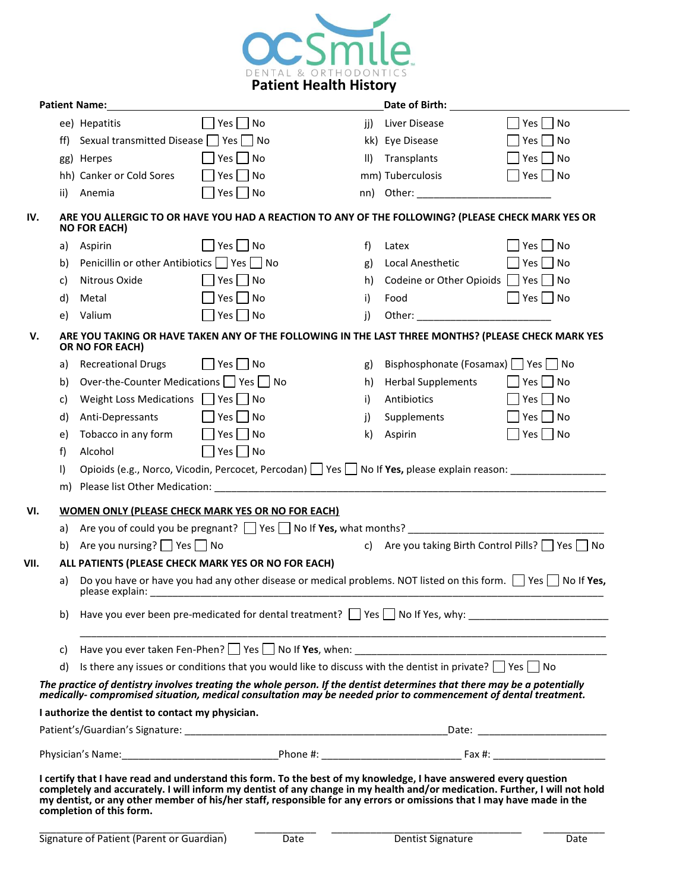OCSmile DENTAL & ORTHODONTICS

# Patient Health History

**Patient Name:**________________________________________________ **Date of Birth:** ________________________

ee) Hepatitis ☐ Yes ☐ No
ff) Sexual transmitted Disease ☐ Yes ☐ No
gg) Herpes ☐ Yes ☐ No
hh) Canker or Cold Sores ☐ Yes ☐ No
ii) Anemia ☐ Yes ☐ No
jj) Liver Disease ☐ Yes ☐ No
kk) Eye Disease ☐ Yes ☐ No
ll) Transplants ☐ Yes ☐ No
mm) Tuberculosis ☐ Yes ☐ No
nn) Other: ________________________

## IV. ARE YOU ALLERGIC TO OR HAVE YOU HAD A REACTION TO ANY OF THE FOLLOWING? (PLEASE CHECK MARK YES OR NO FOR EACH)

a) Aspirin ☐ Yes ☐ No
b) Penicillin or other Antibiotics ☐ Yes ☐ No
c) Nitrous Oxide ☐ Yes ☐ No
d) Metal ☐ Yes ☐ No
e) Valium ☐ Yes ☐ No
f) Latex ☐ Yes ☐ No
g) Local Anesthetic ☐ Yes ☐ No
h) Codeine or Other Opioids ☐ Yes ☐ No
i) Food ☐ Yes ☐ No
j) Other: ________________________

## V. ARE YOU TAKING OR HAVE TAKEN ANY OF THE FOLLOWING IN THE LAST THREE MONTHS? (PLEASE CHECK MARK YES OR NO FOR EACH)

a) Recreational Drugs ☐ Yes ☐ No
b) Over-the-Counter Medications ☐ Yes ☐ No
c) Weight Loss Medications ☐ Yes ☐ No
d) Anti-Depressants ☐ Yes ☐ No
e) Tobacco in any form ☐ Yes ☐ No
f) Alcohol ☐ Yes ☐ No
g) Bisphosphonate (Fosamax) ☐ Yes ☐ No
h) Herbal Supplements ☐ Yes ☐ No
i) Antibiotics ☐ Yes ☐ No
j) Supplements ☐ Yes ☐ No
k) Aspirin ☐ Yes ☐ No
l) Opioids (e.g., Norco, Vicodin, Percocet, Percodan) ☐ Yes ☐ No If **Yes,** please explain reason: ________________
m) Please list Other Medication: ______________________________________________________________________

## VI. WOMEN ONLY (PLEASE CHECK MARK YES OR NO FOR EACH)

a) Are you of could you be pregnant? ☐ Yes ☐ No If **Yes,** what months? ___________________________________
b) Are you nursing? ☐ Yes ☐ No
c) Are you taking Birth Control Pills? ☐ Yes ☐ No

## VII. ALL PATIENTS (PLEASE CHECK MARK YES OR NO FOR EACH)

a) Do you have or have you had any other disease or medical problems. NOT listed on this form. ☐ Yes ☐ No If **Yes,** please explain: ______________________________________________________________________________

b) Have you ever been pre-medicated for dental treatment? ☐ Yes ☐ No If Yes, why: ________________________
______________________________________________________________________________________________

c) Have you ever taken Fen-Phen? ☐ Yes ☐ No If **Yes**, when: ____________________________________________

d) Is there any issues or conditions that you would like to discuss with the dentist in private? ☐ Yes ☐ No

***The practice of dentistry involves treating the whole person. If the dentist determines that there may be a potentially medically- compromised situation, medical consultation may be needed prior to commencement of dental treatment.***

**I authorize the dentist to contact my physician.**

Patient's/Guardian's Signature: ______________________________________________Date: ______________________

Physician's Name:___________________________Phone #: _________________________ Fax #: ____________________

**I certify that I have read and understand this form. To the best of my knowledge, I have answered every question completely and accurately. I will inform my dentist of any change in my health and/or medication. Further, I will not hold my dentist, or any other member of his/her staff, responsible for any errors or omissions that I may have made in the completion of this form.**

________________________________ ___________ _______________________________ ___________
Signature of Patient (Parent or Guardian) Date Dentist Signature Date